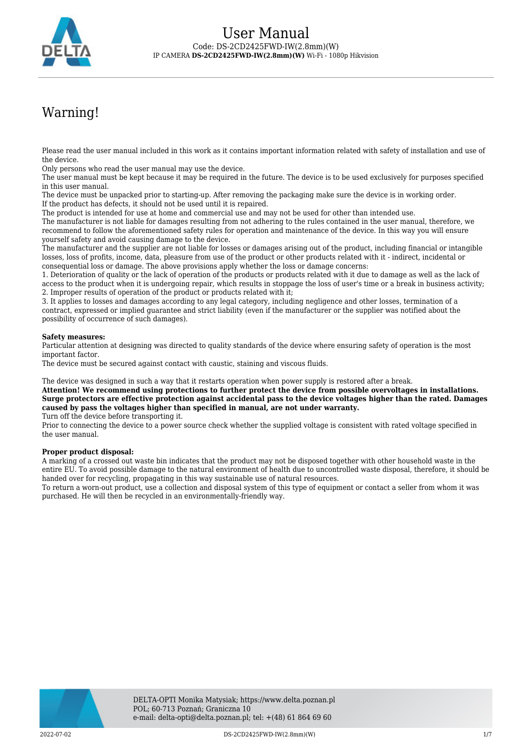# User Manual

Code: DS-2CD2425FWD-IW(2.8mm)(W)

IP CAMERA **DS-2CD2425FWD-IW(2.8mm)(W)** Wi-Fi - 1080p Hikvision

## Warning!

Please read the user manual included in this work as it contains important information related with safety of installation and use of the device.
Only persons who read the user manual may use the device.
The user manual must be kept because it may be required in the future. The device is to be used exclusively for purposes specified in this user manual.
The device must be unpacked prior to starting-up. After removing the packaging make sure the device is in working order.
If the product has defects, it should not be used until it is repaired.
The product is intended for use at home and commercial use and may not be used for other than intended use.
The manufacturer is not liable for damages resulting from not adhering to the rules contained in the user manual, therefore, we recommend to follow the aforementioned safety rules for operation and maintenance of the device. In this way you will ensure yourself safety and avoid causing damage to the device.
The manufacturer and the supplier are not liable for losses or damages arising out of the product, including financial or intangible losses, loss of profits, income, data, pleasure from use of the product or other products related with it - indirect, incidental or consequential loss or damage. The above provisions apply whether the loss or damage concerns:
1. Deterioration of quality or the lack of operation of the products or products related with it due to damage as well as the lack of access to the product when it is undergoing repair, which results in stoppage the loss of user's time or a break in business activity;
2. Improper results of operation of the product or products related with it;
3. It applies to losses and damages according to any legal category, including negligence and other losses, termination of a contract, expressed or implied guarantee and strict liability (even if the manufacturer or the supplier was notified about the possibility of occurrence of such damages).

**Safety measures:**
Particular attention at designing was directed to quality standards of the device where ensuring safety of operation is the most important factor.
The device must be secured against contact with caustic, staining and viscous fluids.

The device was designed in such a way that it restarts operation when power supply is restored after a break.
**Attention! We recommend using protections to further protect the device from possible overvoltages in installations. Surge protectors are effective protection against accidental pass to the device voltages higher than the rated. Damages caused by pass the voltages higher than specified in manual, are not under warranty.**
Turn off the device before transporting it.
Prior to connecting the device to a power source check whether the supplied voltage is consistent with rated voltage specified in the user manual.

**Proper product disposal:**
A marking of a crossed out waste bin indicates that the product may not be disposed together with other household waste in the entire EU. To avoid possible damage to the natural environment of health due to uncontrolled waste disposal, therefore, it should be handed over for recycling, propagating in this way sustainable use of natural resources.
To return a worn-out product, use a collection and disposal system of this type of equipment or contact a seller from whom it was purchased. He will then be recycled in an environmentally-friendly way.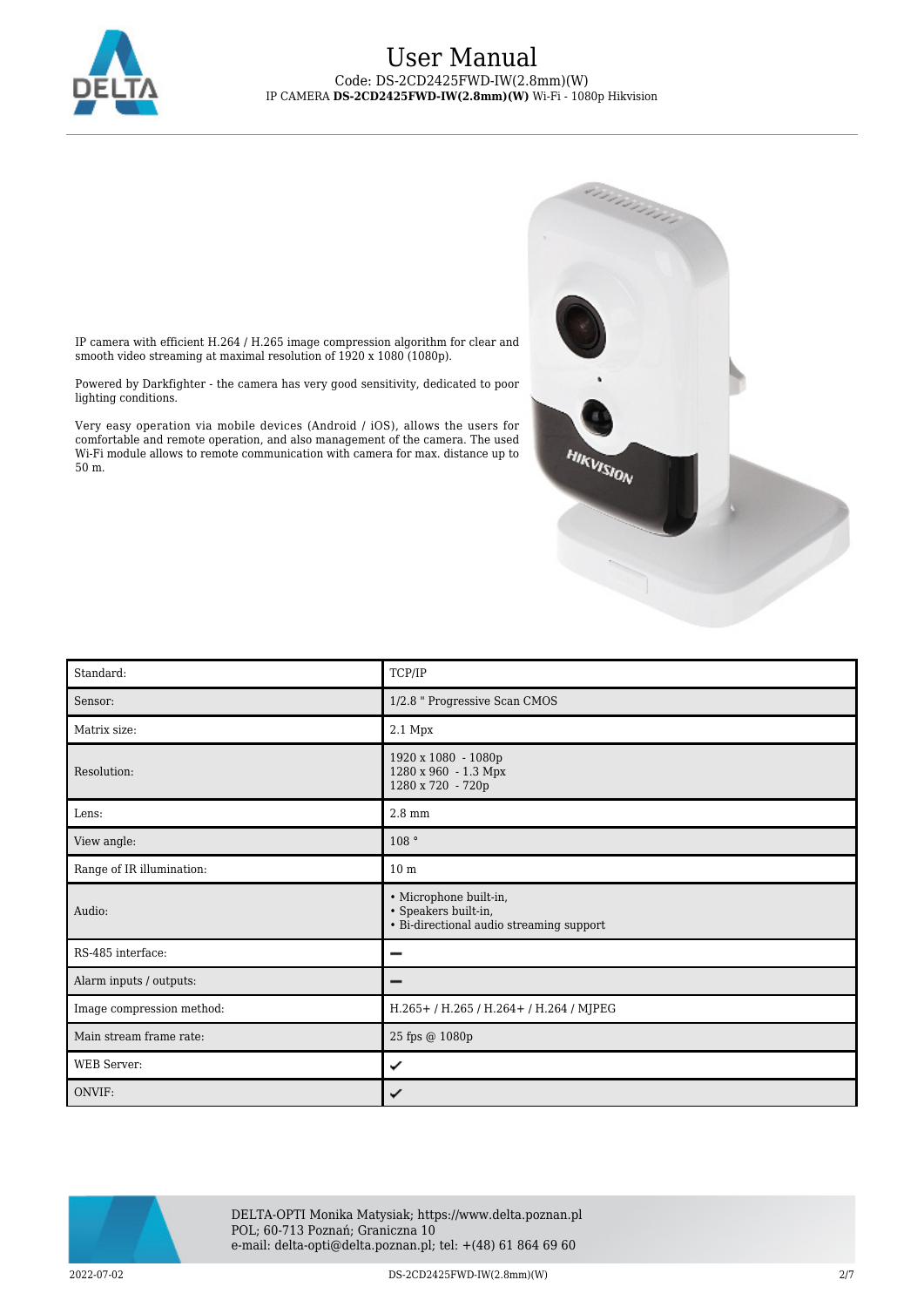IP camera with efficient H.264 / H.265 image compression algorithm for clear and smooth video streaming at maximal resolution of 1920 x 1080 (1080p).

Powered by Darkfighter - the camera has very good sensitivity, dedicated to poor lighting conditions.

Very easy operation via mobile devices (Android / iOS), allows the users for comfortable and remote operation, and also management of the camera. The used Wi-Fi module allows to remote communication with camera for max. distance up to 50 m.

| | |
|---|---|
| Standard: | TCP/IP |
| Sensor: | 1/2.8 " Progressive Scan CMOS |
| Matrix size: | 2.1 Mpx |
| Resolution: | 1920 x 1080 - 1080p<br>1280 x 960 - 1.3 Mpx<br>1280 x 720 - 720p |
| Lens: | 2.8 mm |
| View angle: | 108 ° |
| Range of IR illumination: | 10 m |
| Audio: | • Microphone built-in,<br>• Speakers built-in,<br>• Bi-directional audio streaming support |
| RS-485 interface: | – |
| Alarm inputs / outputs: | – |
| Image compression method: | H.265+ / H.265 / H.264+ / H.264 / MJPEG |
| Main stream frame rate: | 25 fps @ 1080p |
| WEB Server: | ✔ |
| ONVIF: | ✔ |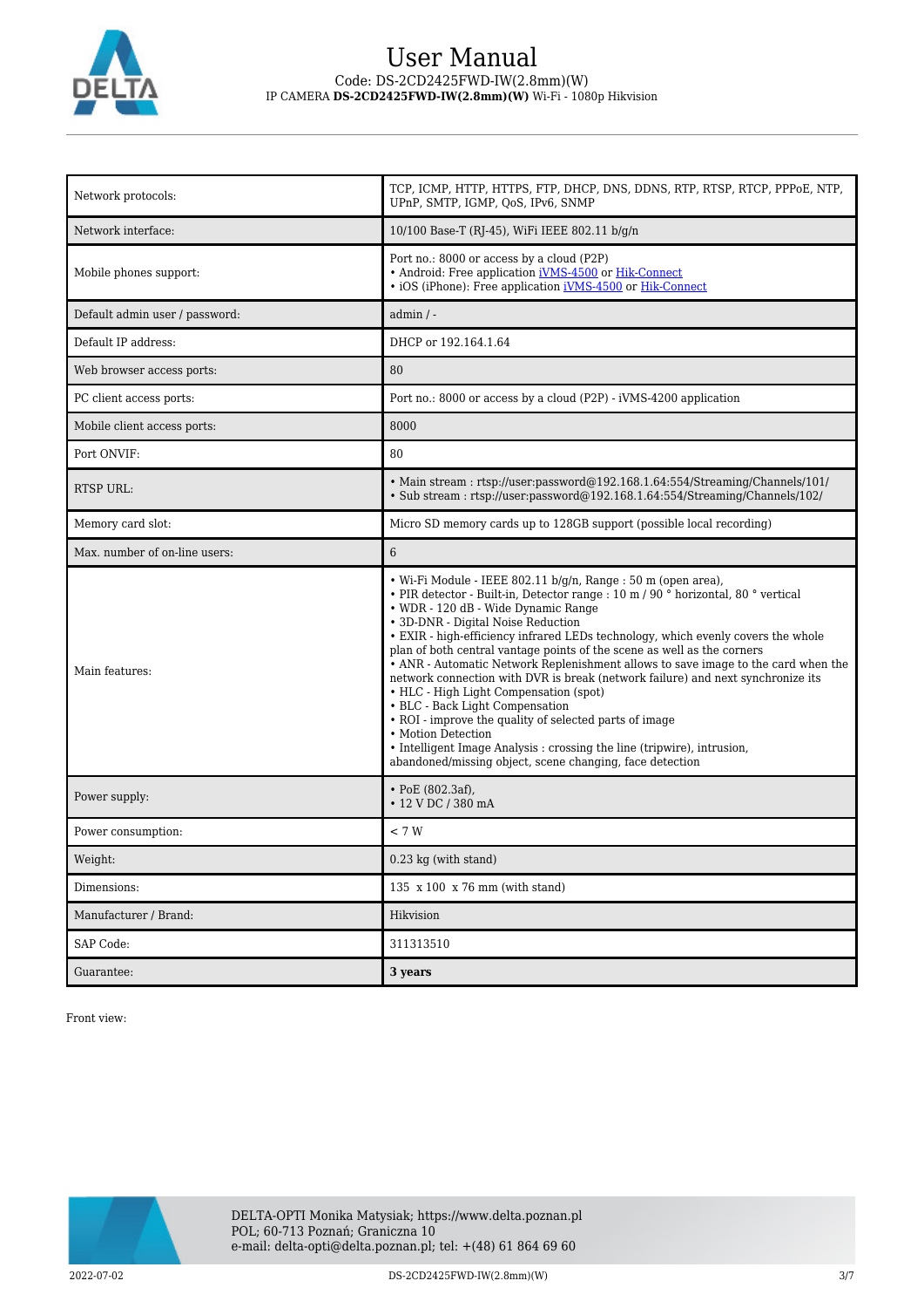| | |
|---|---|
| Network protocols: | TCP, ICMP, HTTP, HTTPS, FTP, DHCP, DNS, DDNS, RTP, RTSP, RTCP, PPPoE, NTP, UPnP, SMTP, IGMP, QoS, IPv6, SNMP |
| Network interface: | 10/100 Base-T (RJ-45), WiFi IEEE 802.11 b/g/n |
| Mobile phones support: | Port no.: 8000 or access by a cloud (P2P)<br>• Android: Free application iVMS-4500 or Hik-Connect<br>• iOS (iPhone): Free application iVMS-4500 or Hik-Connect |
| Default admin user / password: | admin / - |
| Default IP address: | DHCP or 192.164.1.64 |
| Web browser access ports: | 80 |
| PC client access ports: | Port no.: 8000 or access by a cloud (P2P) - iVMS-4200 application |
| Mobile client access ports: | 8000 |
| Port ONVIF: | 80 |
| RTSP URL: | • Main stream : rtsp://user:password@192.168.1.64:554/Streaming/Channels/101/<br>• Sub stream : rtsp://user:password@192.168.1.64:554/Streaming/Channels/102/ |
| Memory card slot: | Micro SD memory cards up to 128GB support (possible local recording) |
| Max. number of on-line users: | 6 |
| Main features: | • Wi-Fi Module - IEEE 802.11 b/g/n, Range : 50 m (open area),<br>• PIR detector - Built-in, Detector range : 10 m / 90 ° horizontal, 80 ° vertical<br>• WDR - 120 dB - Wide Dynamic Range<br>• 3D-DNR - Digital Noise Reduction<br>• EXIR - high-efficiency infrared LEDs technology, which evenly covers the whole plan of both central vantage points of the scene as well as the corners<br>• ANR - Automatic Network Replenishment allows to save image to the card when the network connection with DVR is break (network failure) and next synchronize its<br>• HLC - High Light Compensation (spot)<br>• BLC - Back Light Compensation<br>• ROI - improve the quality of selected parts of image<br>• Motion Detection<br>• Intelligent Image Analysis : crossing the line (tripwire), intrusion, abandoned/missing object, scene changing, face detection |
| Power supply: | • PoE (802.3af),<br>• 12 V DC / 380 mA |
| Power consumption: | < 7 W |
| Weight: | 0.23 kg (with stand) |
| Dimensions: | 135 x 100 x 76 mm (with stand) |
| Manufacturer / Brand: | Hikvision |
| SAP Code: | 311313510 |
| Guarantee: | **3 years** |

Front view: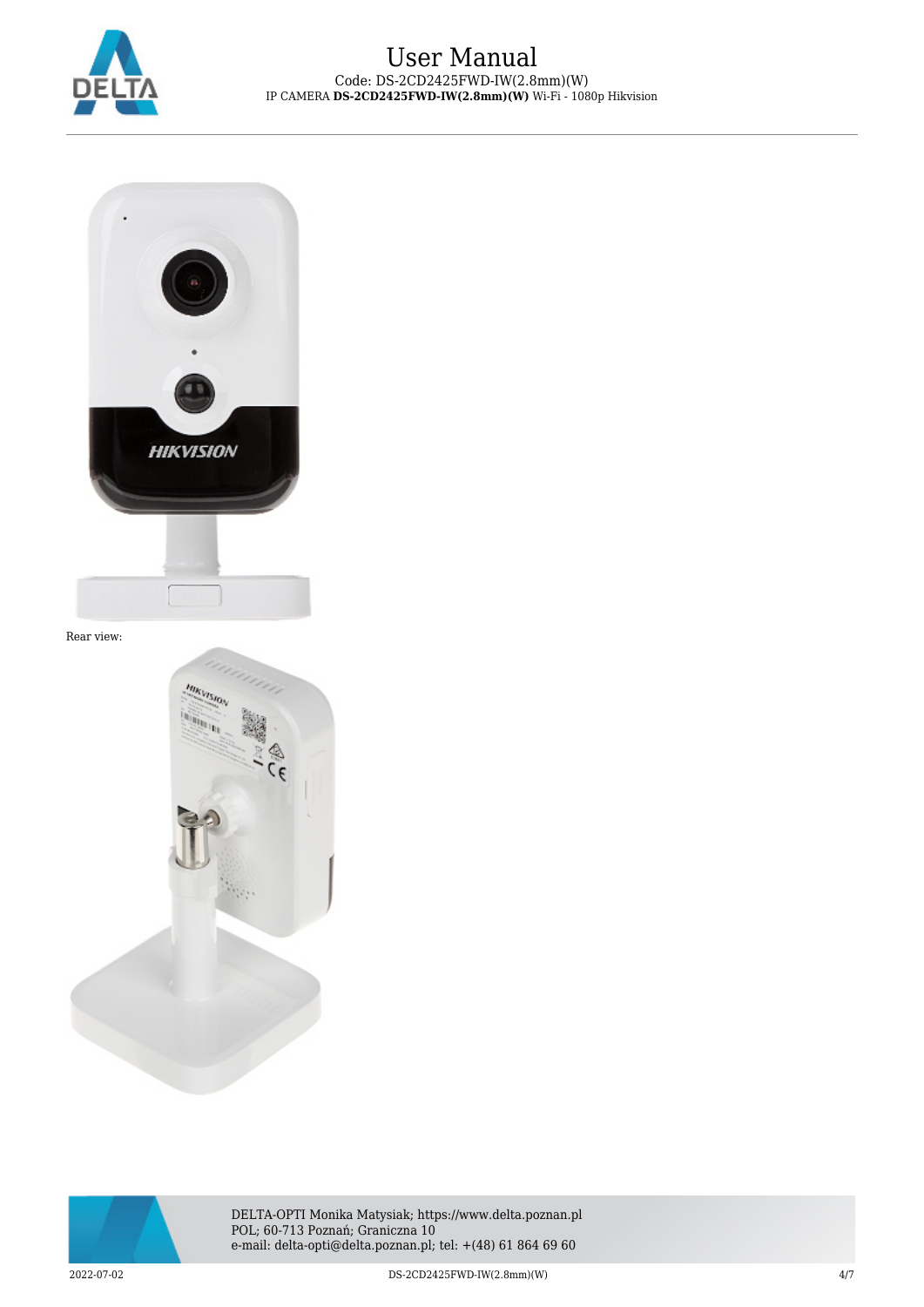Rear view: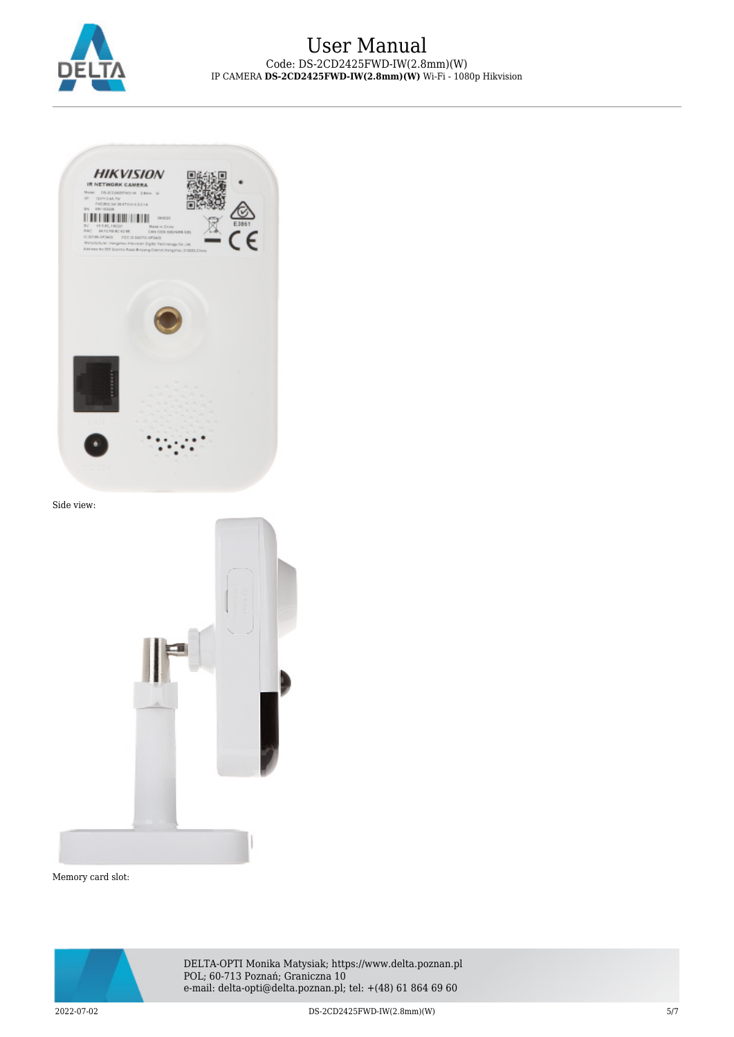Side view:

Memory card slot: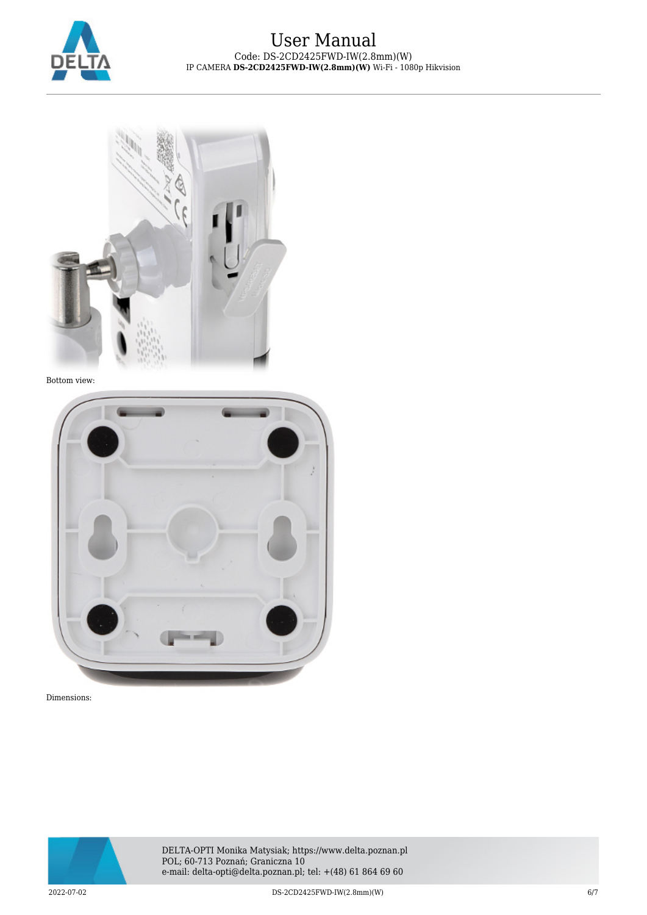Bottom view:

Dimensions: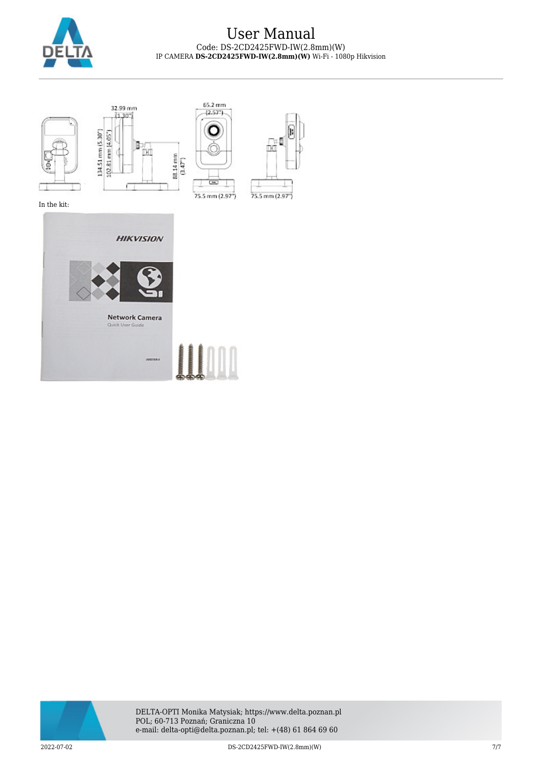32.99 mm
(1.30")
134.51 mm (5.30")
102.81 mm (4.05")
88.14 mm
(3.47")
65.2 mm
(2.57")
75.5 mm (2.97")
75.5 mm (2.97")

In the kit:

HIKVISION
Network Camera
Quick User Guide